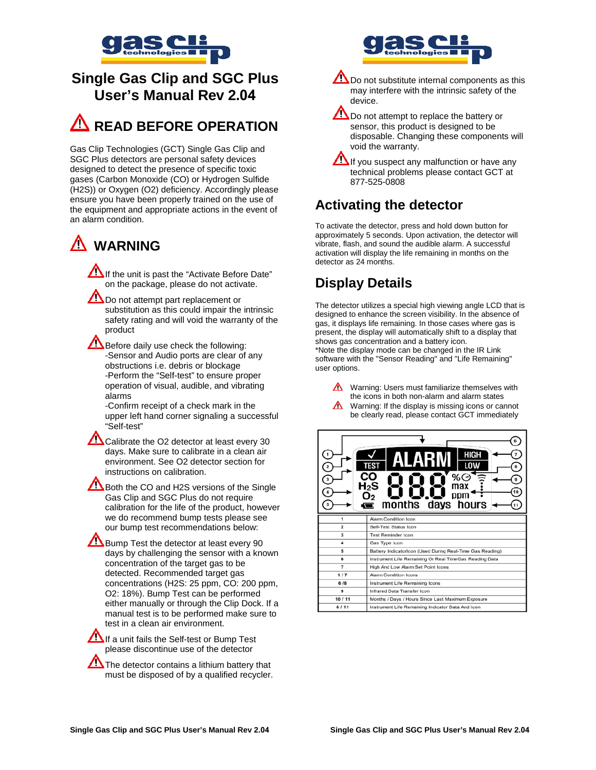# Single Gas Clip and SGC Plus User's Manual Rev 2.04

## ⚠ READ BEFORE OPERATION

Gas Clip Technologies (GCT) Single Gas Clip and SGC Plus detectors are personal safety devices designed to detect the presence of specific toxic gases (Carbon Monoxide (CO) or Hydrogen Sulfide ($H_2S$)) or Oxygen ($O_2$) deficiency. Accordingly please ensure you have been properly trained on the use of the equipment and appropriate actions in the event of an alarm condition.

## ⚠ WARNING

- ⚠ If the unit is past the "Activate Before Date" on the package, please do not activate.
- ⚠ Do not attempt part replacement or substitution as this could impair the intrinsic safety rating and will void the warranty of the product
- ⚠ Before daily use check the following:
  - -Sensor and Audio ports are clear of any obstructions i.e. debris or blockage
  - -Perform the "Self-test" to ensure proper operation of visual, audible, and vibrating alarms
  - -Confirm receipt of a check mark in the upper left hand corner signaling a successful "Self-test"
- ⚠ Calibrate the O2 detector at least every 30 days. Make sure to calibrate in a clean air environment. See O2 detector section for instructions on calibration.
- ⚠ Both the CO and H2S versions of the Single Gas Clip and SGC Plus do not require calibration for the life of the product, however we do recommend bump tests please see our bump test recommendations below:
- ⚠ Bump Test the detector at least every 90 days by challenging the sensor with a known concentration of the target gas to be detected. Recommended target gas concentrations (H2S: 25 ppm, CO: 200 ppm, O2: 18%). Bump Test can be performed either manually or through the Clip Dock. If a manual test is to be performed make sure to test in a clean air environment.
- ⚠ If a unit fails the Self-test or Bump Test please discontinue use of the detector
- ⚠ The detector contains a lithium battery that must be disposed of by a qualified recycler.
- ⚠ Do not substitute internal components as this may interfere with the intrinsic safety of the device.
- ⚠ Do not attempt to replace the battery or sensor, this product is designed to be disposable. Changing these components will void the warranty.
- ⚠ If you suspect any malfunction or have any technical problems please contact GCT at 877-525-0808

## Activating the detector

To activate the detector, press and hold down button for approximately 5 seconds. Upon activation, the detector will vibrate, flash, and sound the audible alarm. A successful activation will display the life remaining in months on the detector as 24 months.

## Display Details

The detector utilizes a special high viewing angle LCD that is designed to enhance the screen visibility. In the absence of gas, it displays life remaining. In those cases where gas is present, the display will automatically shift to a display that shows gas concentration and a battery icon.
*Note the display mode can be changed in the IR Link software with the "Sensor Reading" and "Life Remaining" user options.

- ⚠ Warning: Users must familiarize themselves with the icons in both non-alarm and alarm states
- ⚠ Warning: If the display is missing icons or cannot be clearly read, please contact GCT immediately

| | |
|---|---|
| 1 | Alarm Condition Icon |
| 2 | Self-Test Status Icon |
| 3 | Test Reminder Icon |
| 4 | Gas Type Icon |
| 5 | Battery IndicatorIcon (Used During Real-Time Gas Reading) |
| 6 | Instrument Life Remaining Or Real Time Gas Reading Data |
| 7 | High And Low Alarm Set Point Icons |
| 1 / 7 | Alarm Condition Icons |
| 6 / 8 | Instrument Life Remaining Icons |
| 9 | Infrared Data Transfer Icon |
| 10 / 11 | Months / Days / Hours Since Last Maximum Exposure |
| 6 / 11 | Instrument Life Remaining Indicator Data And Icon |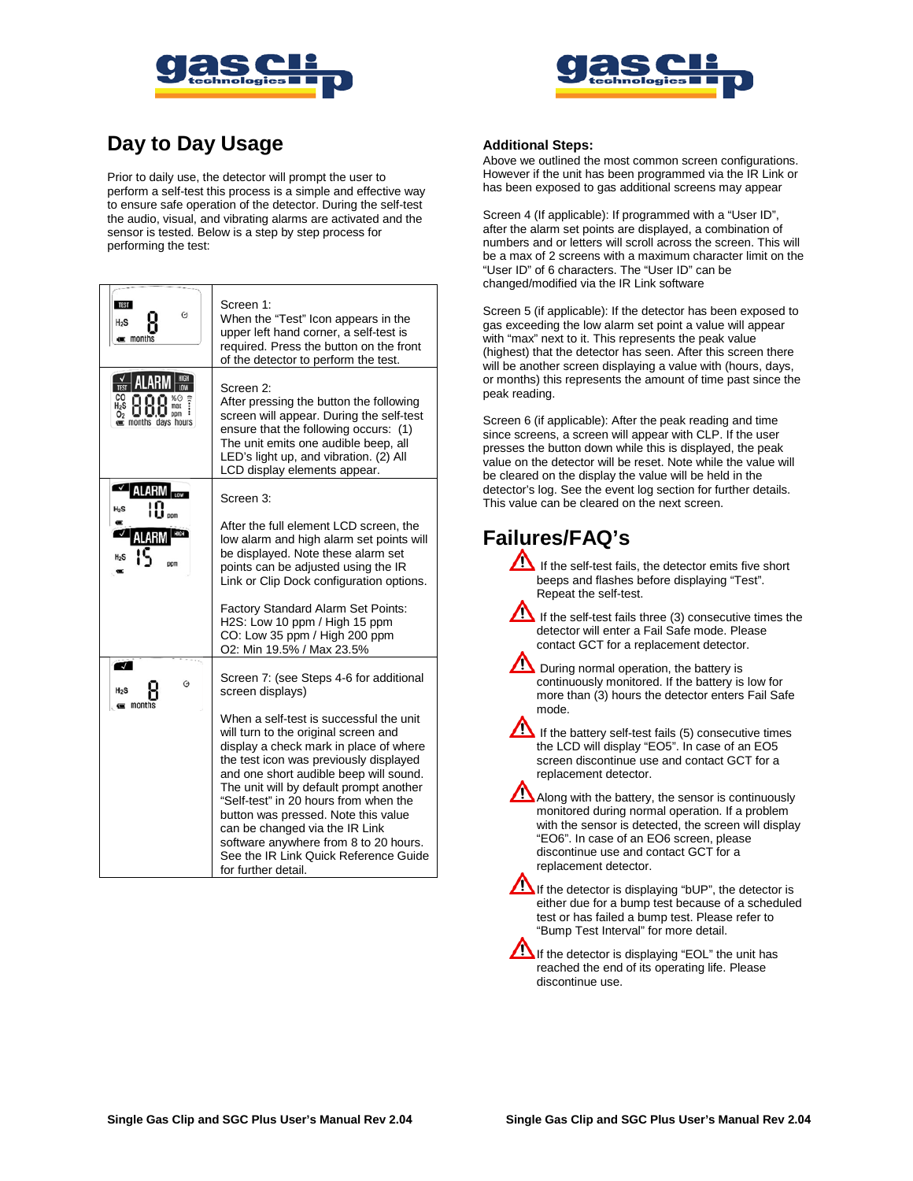## Day to Day Usage

Prior to daily use, the detector will prompt the user to perform a self-test this process is a simple and effective way to ensure safe operation of the detector. During the self-test the audio, visual, and vibrating alarms are activated and the sensor is tested. Below is a step by step process for performing the test:

| | |
|---|---|
| | Screen 1: When the “Test” Icon appears in the upper left hand corner, a self-test is required. Press the button on the front of the detector to perform the test. |
| | Screen 2: After pressing the button the following screen will appear. During the self-test ensure that the following occurs: (1) The unit emits one audible beep, all LED’s light up, and vibration. (2) All LCD display elements appear. |
| | Screen 3: <br><br> After the full element LCD screen, the low alarm and high alarm set points will be displayed. Note these alarm set points can be adjusted using the IR Link or Clip Dock configuration options. <br><br> Factory Standard Alarm Set Points: <br> H2S: Low 10 ppm / High 15 ppm <br> CO: Low 35 ppm / High 200 ppm <br> O2: Min 19.5% / Max 23.5% |
| | Screen 7: (see Steps 4-6 for additional screen displays) <br><br> When a self-test is successful the unit will turn to the original screen and display a check mark in place of where the test icon was previously displayed and one short audible beep will sound. The unit will by default prompt another “Self-test” in 20 hours from when the button was pressed. Note this value can be changed via the IR Link software anywhere from 8 to 20 hours. See the IR Link Quick Reference Guide for further detail. |

**Additional Steps:**

Above we outlined the most common screen configurations. However if the unit has been programmed via the IR Link or has been exposed to gas additional screens may appear

Screen 4 (If applicable): If programmed with a “User ID”, after the alarm set points are displayed, a combination of numbers and or letters will scroll across the screen. This will be a max of 2 screens with a maximum character limit on the “User ID” of 6 characters. The “User ID” can be changed/modified via the IR Link software

Screen 5 (if applicable): If the detector has been exposed to gas exceeding the low alarm set point a value will appear with “max” next to it. This represents the peak value (highest) that the detector has seen. After this screen there will be another screen displaying a value with (hours, days, or months) this represents the amount of time past since the peak reading.

Screen 6 (if applicable): After the peak reading and time since screens, a screen will appear with CLP. If the user presses the button down while this is displayed, the peak value on the detector will be reset. Note while the value will be cleared on the display the value will be held in the detector’s log. See the event log section for further details. This value can be cleared on the next screen.

## Failures/FAQ’s

- If the self-test fails, the detector emits five short beeps and flashes before displaying “Test”. Repeat the self-test.
- If the self-test fails three (3) consecutive times the detector will enter a Fail Safe mode. Please contact GCT for a replacement detector.
- During normal operation, the battery is continuously monitored. If the battery is low for more than (3) hours the detector enters Fail Safe mode.
- If the battery self-test fails (5) consecutive times the LCD will display “EO5”. In case of an EO5 screen discontinue use and contact GCT for a replacement detector.
- Along with the battery, the sensor is continuously monitored during normal operation. If a problem with the sensor is detected, the screen will display “EO6”. In case of an EO6 screen, please discontinue use and contact GCT for a replacement detector.
- If the detector is displaying “bUP”, the detector is either due for a bump test because of a scheduled test or has failed a bump test. Please refer to “Bump Test Interval” for more detail.
- If the detector is displaying “EOL” the unit has reached the end of its operating life. Please discontinue use.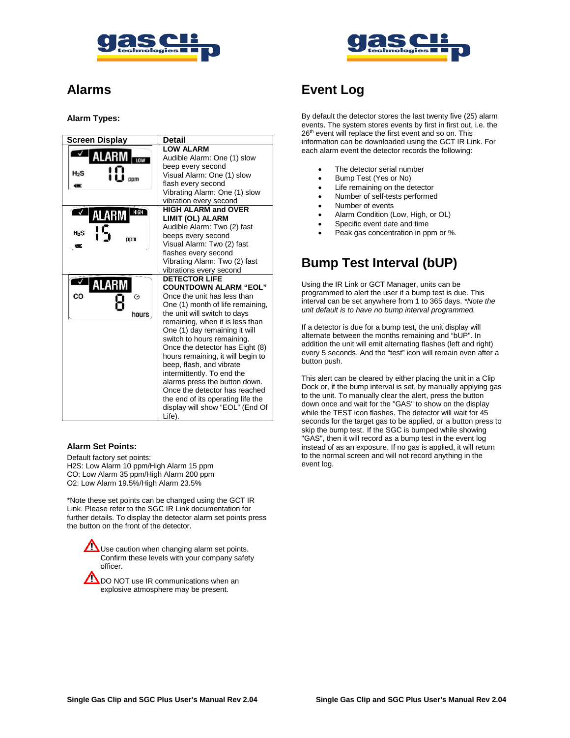# Alarms

**Alarm Types:**

| Screen Display | Detail |
|---|---|
| ALARM LOW H2S 10 ppm | **LOW ALARM** Audible Alarm: One (1) slow beep every second Visual Alarm: One (1) slow flash every second Vibrating Alarm: One (1) slow vibration every second |
| ALARM HIGH H2S 15 ppm | **HIGH ALARM and OVER LIMIT (OL) ALARM** Audible Alarm: Two (2) fast beeps every second Visual Alarm: Two (2) fast flashes every second Vibrating Alarm: Two (2) fast vibrations every second |
| ALARM CO 8 hours | **DETECTOR LIFE COUNTDOWN ALARM "EOL"** Once the unit has less than One (1) month of life remaining, the unit will switch to days remaining, when it is less than One (1) day remaining it will switch to hours remaining. Once the detector has Eight (8) hours remaining, it will begin to beep, flash, and vibrate intermittently. To end the alarms press the button down. Once the detector has reached the end of its operating life the display will show "EOL" (End Of Life). |

**Alarm Set Points:**

Default factory set points:
$H_2S$: Low Alarm 10 ppm/High Alarm 15 ppm
CO: Low Alarm 35 ppm/High Alarm 200 ppm
$O_2$: Low Alarm 19.5%/High Alarm 23.5%

*Note these set points can be changed using the GCT IR Link. Please refer to the SGC IR Link documentation for further details. To display the detector alarm set points press the button on the front of the detector.

⚠ Use caution when changing alarm set points. Confirm these levels with your company safety officer.

⚠ DO NOT use IR communications when an explosive atmosphere may be present.

# Event Log

By default the detector stores the last twenty five (25) alarm events. The system stores events by first in first out, i.e. the 26th event will replace the first event and so on. This information can be downloaded using the GCT IR Link. For each alarm event the detector records the following:

- The detector serial number
- Bump Test (Yes or No)
- Life remaining on the detector
- Number of self-tests performed
- Number of events
- Alarm Condition (Low, High, or OL)
- Specific event date and time
- Peak gas concentration in ppm or %.

# Bump Test Interval (bUP)

Using the IR Link or GCT Manager, units can be programmed to alert the user if a bump test is due. This interval can be set anywhere from 1 to 365 days. *\*Note the unit default is to have no bump interval programmed.*

If a detector is due for a bump test, the unit display will alternate between the months remaining and "bUP". In addition the unit will emit alternating flashes (left and right) every 5 seconds. And the "test" icon will remain even after a button push.

This alert can be cleared by either placing the unit in a Clip Dock or, if the bump interval is set, by manually applying gas to the unit. To manually clear the alert, press the button down once and wait for the "GAS" to show on the display while the TEST icon flashes. The detector will wait for 45 seconds for the target gas to be applied, or a button press to skip the bump test. If the SGC is bumped while showing "GAS", then it will record as a bump test in the event log instead of as an exposure. If no gas is applied, it will return to the normal screen and will not record anything in the event log.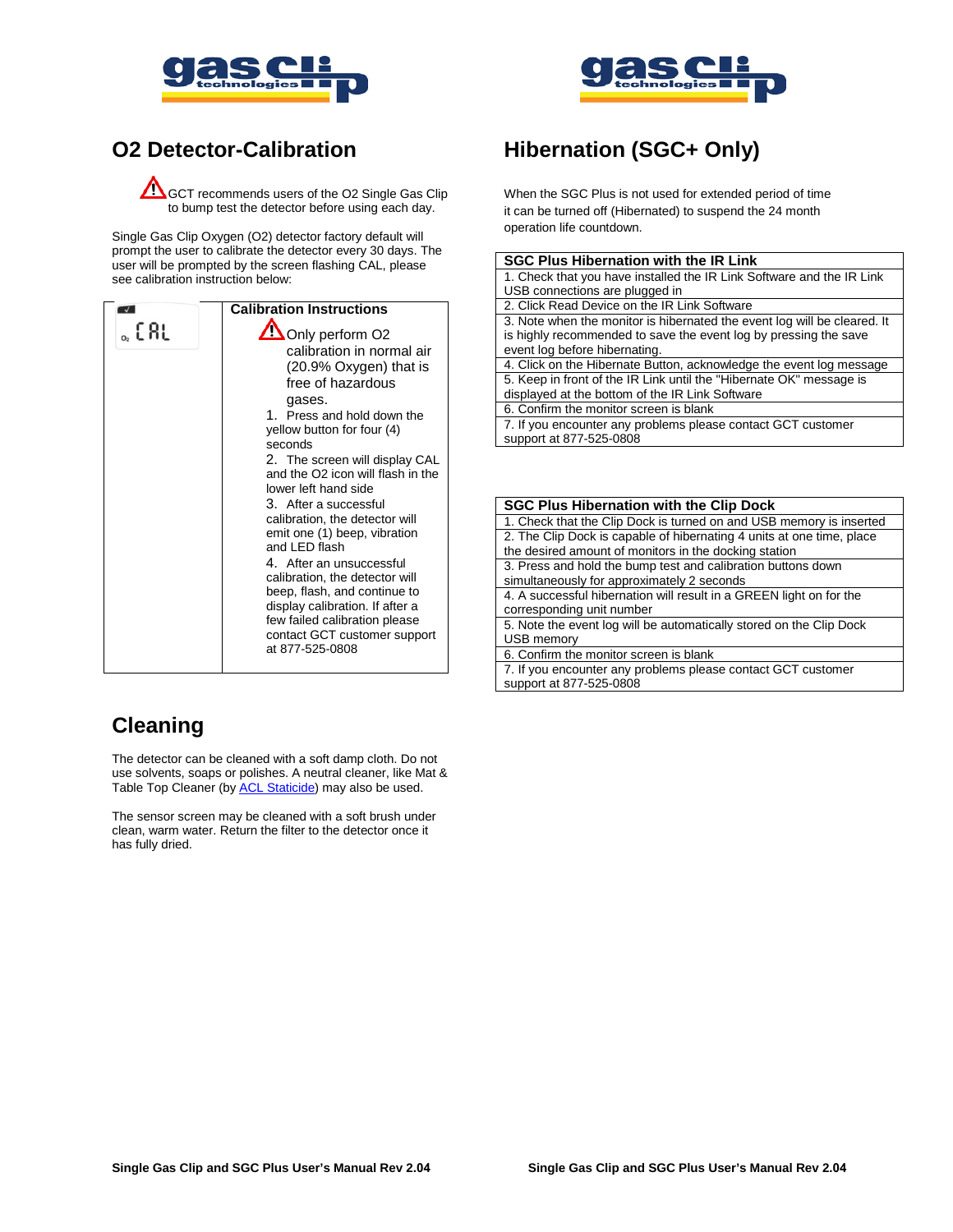## O2 Detector-Calibration

⚠ GCT recommends users of the O2 Single Gas Clip to bump test the detector before using each day.

Single Gas Clip Oxygen (O2) detector factory default will prompt the user to calibrate the detector every 30 days. The user will be prompted by the screen flashing CAL, please see calibration instruction below:

| CAL | **Calibration Instructions** |
|---|---|
| | ⚠ Only perform O2 calibration in normal air (20.9% Oxygen) that is free of hazardous gases.<br>1. Press and hold down the yellow button for four (4) seconds<br>2. The screen will display CAL and the O2 icon will flash in the lower left hand side<br>3. After a successful calibration, the detector will emit one (1) beep, vibration and LED flash<br>4. After an unsuccessful calibration, the detector will beep, flash, and continue to display calibration. If after a few failed calibration please contact GCT customer support at 877-525-0808 |

## Cleaning

The detector can be cleaned with a soft damp cloth. Do not use solvents, soaps or polishes. A neutral cleaner, like Mat & Table Top Cleaner (by ACL Staticide) may also be used.

The sensor screen may be cleaned with a soft brush under clean, warm water. Return the filter to the detector once it has fully dried.

## Hibernation (SGC+ Only)

When the SGC Plus is not used for extended period of time it can be turned off (Hibernated) to suspend the 24 month operation life countdown.

| SGC Plus Hibernation with the IR Link |
|---|
| 1. Check that you have installed the IR Link Software and the IR Link USB connections are plugged in |
| 2. Click Read Device on the IR Link Software |
| 3. Note when the monitor is hibernated the event log will be cleared. It is highly recommended to save the event log by pressing the save event log before hibernating. |
| 4. Click on the Hibernate Button, acknowledge the event log message |
| 5. Keep in front of the IR Link until the "Hibernate OK" message is displayed at the bottom of the IR Link Software |
| 6. Confirm the monitor screen is blank |
| 7. If you encounter any problems please contact GCT customer support at 877-525-0808 |

| SGC Plus Hibernation with the Clip Dock |
|---|
| 1. Check that the Clip Dock is turned on and USB memory is inserted |
| 2. The Clip Dock is capable of hibernating 4 units at one time, place the desired amount of monitors in the docking station |
| 3. Press and hold the bump test and calibration buttons down simultaneously for approximately 2 seconds |
| 4. A successful hibernation will result in a GREEN light on for the corresponding unit number |
| 5. Note the event log will be automatically stored on the Clip Dock USB memory |
| 6. Confirm the monitor screen is blank |
| 7. If you encounter any problems please contact GCT customer support at 877-525-0808 |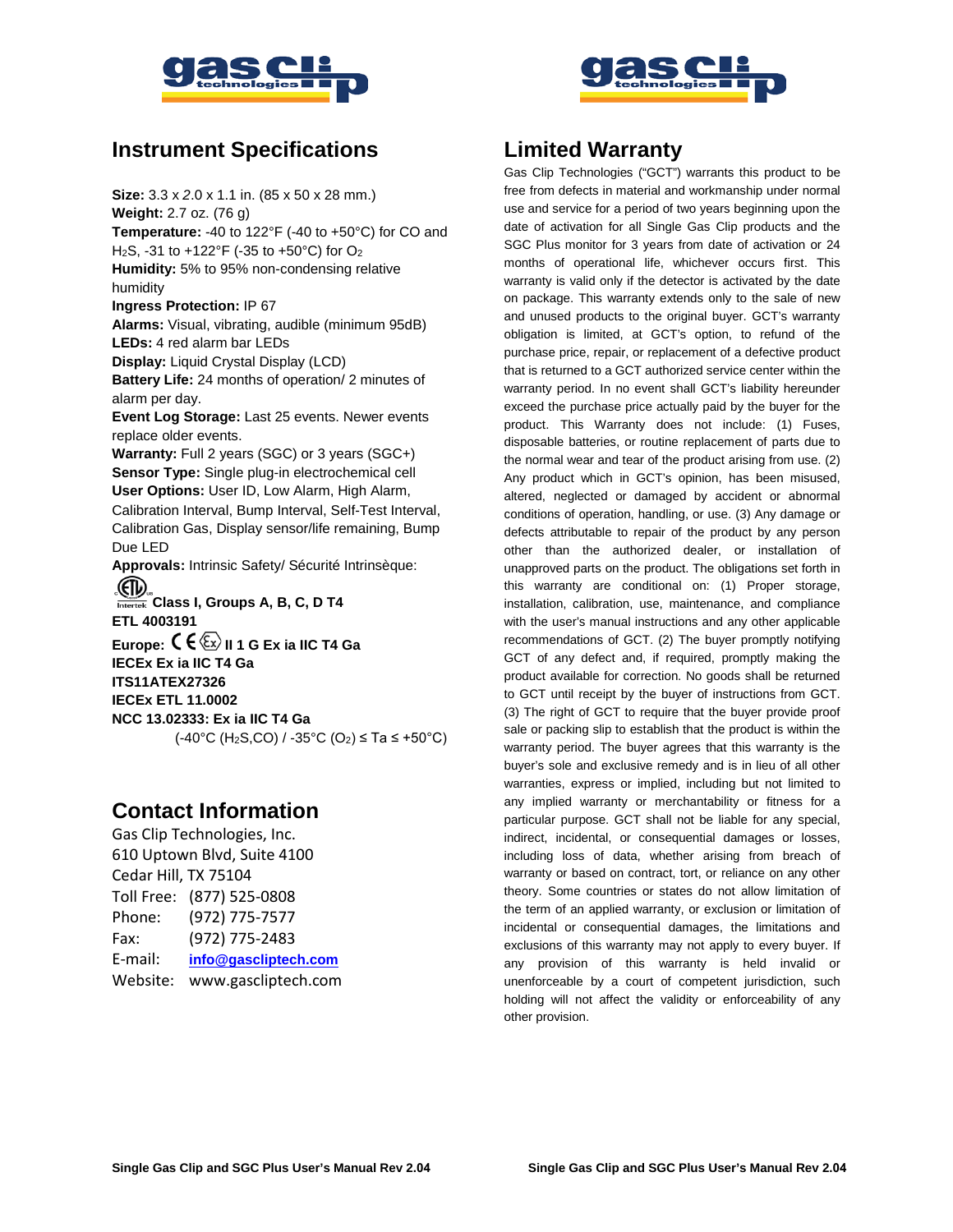## Instrument Specifications

**Size:** 3.3 x 2.0 x 1.1 in. (85 x 50 x 28 mm.)
**Weight:** 2.7 oz. (76 g)
**Temperature:** -40 to 122°F (-40 to +50°C) for CO and $H_2S$, -31 to +122°F (-35 to +50°C) for $O_2$
**Humidity:** 5% to 95% non-condensing relative humidity
**Ingress Protection:** IP 67
**Alarms:** Visual, vibrating, audible (minimum 95dB)
**LEDs:** 4 red alarm bar LEDs
**Display:** Liquid Crystal Display (LCD)
**Battery Life:** 24 months of operation/ 2 minutes of alarm per day.
**Event Log Storage:** Last 25 events. Newer events replace older events.
**Warranty:** Full 2 years (SGC) or 3 years (SGC+)
**Sensor Type:** Single plug-in electrochemical cell
**User Options:** User ID, Low Alarm, High Alarm, Calibration Interval, Bump Interval, Self-Test Interval, Calibration Gas, Display sensor/life remaining, Bump Due LED
**Approvals:** Intrinsic Safety/ Sécurité Intrinsèque:
**Class I, Groups A, B, C, D T4**
**ETL 4003191**
**Europe: CE II 1 G Ex ia IIC T4 Ga**
**IECEx Ex ia IIC T4 Ga**
**ITS11ATEX27326**
**IECEx ETL 11.0002**
**NCC 13.02333: Ex ia IIC T4 Ga**
(-40°C ($H_2S$,CO) / -35°C ($O_2$) ≤ Ta ≤ +50°C)

## Contact Information

Gas Clip Technologies, Inc.
610 Uptown Blvd, Suite 4100
Cedar Hill, TX 75104
Toll Free: (877) 525-0808
Phone: (972) 775-7577
Fax: (972) 775-2483
E-mail: info@gascliptech.com
Website: www.gascliptech.com

## Limited Warranty

Gas Clip Technologies ("GCT") warrants this product to be free from defects in material and workmanship under normal use and service for a period of two years beginning upon the date of activation for all Single Gas Clip products and the SGC Plus monitor for 3 years from date of activation or 24 months of operational life, whichever occurs first. This warranty is valid only if the detector is activated by the date on package. This warranty extends only to the sale of new and unused products to the original buyer. GCT's warranty obligation is limited, at GCT's option, to refund of the purchase price, repair, or replacement of a defective product that is returned to a GCT authorized service center within the warranty period. In no event shall GCT's liability hereunder exceed the purchase price actually paid by the buyer for the product. This Warranty does not include: (1) Fuses, disposable batteries, or routine replacement of parts due to the normal wear and tear of the product arising from use. (2) Any product which in GCT's opinion, has been misused, altered, neglected or damaged by accident or abnormal conditions of operation, handling, or use. (3) Any damage or defects attributable to repair of the product by any person other than the authorized dealer, or installation of unapproved parts on the product. The obligations set forth in this warranty are conditional on: (1) Proper storage, installation, calibration, use, maintenance, and compliance with the user's manual instructions and any other applicable recommendations of GCT. (2) The buyer promptly notifying GCT of any defect and, if required, promptly making the product available for correction. No goods shall be returned to GCT until receipt by the buyer of instructions from GCT. (3) The right of GCT to require that the buyer provide proof sale or packing slip to establish that the product is within the warranty period. The buyer agrees that this warranty is the buyer's sole and exclusive remedy and is in lieu of all other warranties, express or implied, including but not limited to any implied warranty or merchantability or fitness for a particular purpose. GCT shall not be liable for any special, indirect, incidental, or consequential damages or losses, including loss of data, whether arising from breach of warranty or based on contract, tort, or reliance on any other theory. Some countries or states do not allow limitation of the term of an applied warranty, or exclusion or limitation of incidental or consequential damages, the limitations and exclusions of this warranty may not apply to every buyer. If any provision of this warranty is held invalid or unenforceable by a court of competent jurisdiction, such holding will not affect the validity or enforceability of any other provision.